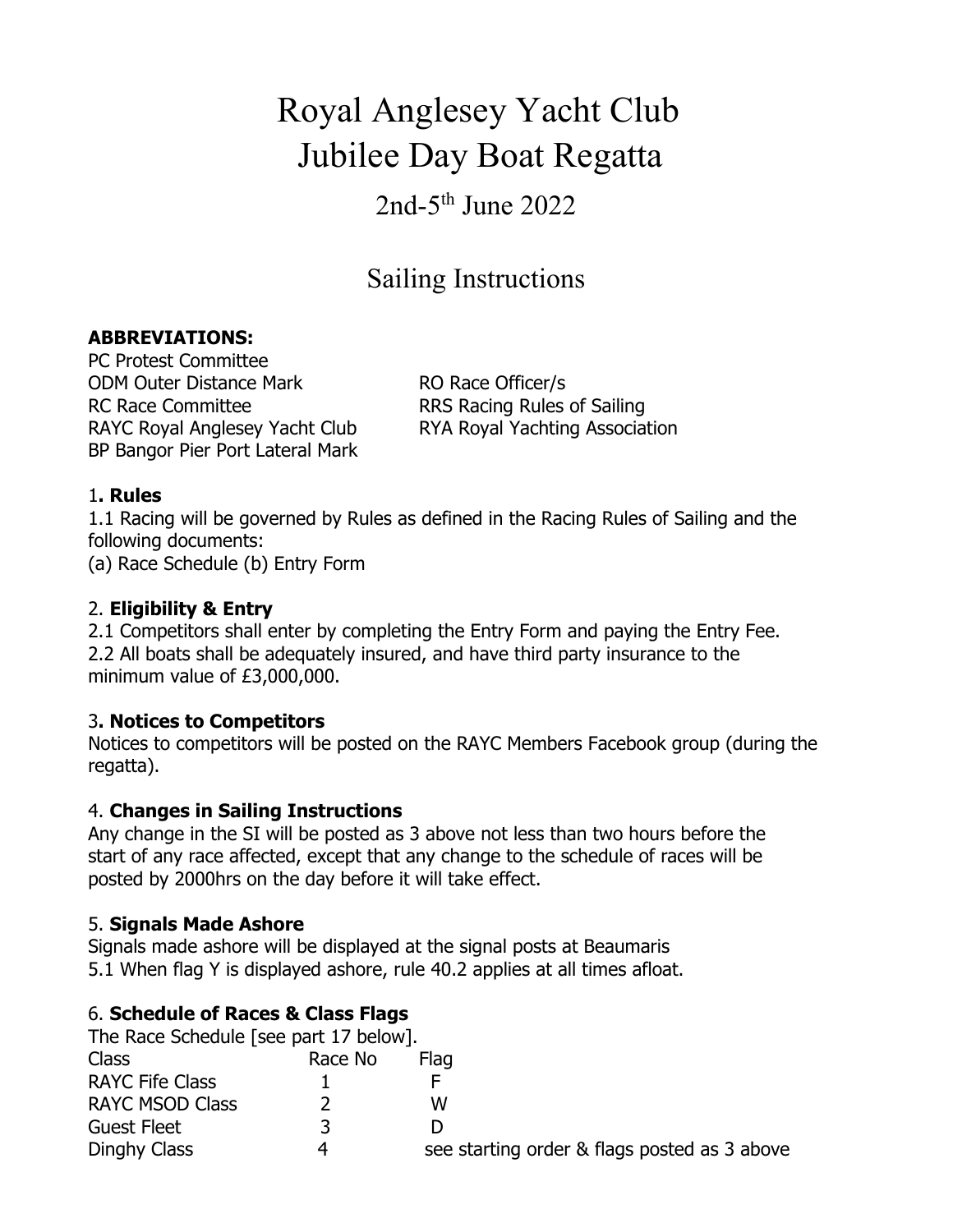# Royal Anglesey Yacht Club
# Jubilee Day Boat Regatta

## 2nd-5th June 2022

## Sailing Instructions

**ABBREVIATIONS:**

PC Protest Committee
ODM Outer Distance Mark
RC Race Committee
RAYC Royal Anglesey Yacht Club
BP Bangor Pier Port Lateral Mark
RO Race Officer/s
RRS Racing Rules of Sailing
RYA Royal Yachting Association

### 1. Rules

1.1 Racing will be governed by Rules as defined in the Racing Rules of Sailing and the following documents:
(a) Race Schedule (b) Entry Form

### 2. Eligibility & Entry

2.1 Competitors shall enter by completing the Entry Form and paying the Entry Fee.
2.2 All boats shall be adequately insured, and have third party insurance to the minimum value of £3,000,000.

### 3. Notices to Competitors

Notices to competitors will be posted on the RAYC Members Facebook group (during the regatta).

### 4. Changes in Sailing Instructions

Any change in the SI will be posted as 3 above not less than two hours before the start of any race affected, except that any change to the schedule of races will be posted by 2000hrs on the day before it will take effect.

### 5. Signals Made Ashore

Signals made ashore will be displayed at the signal posts at Beaumaris
5.1 When flag Y is displayed ashore, rule 40.2 applies at all times afloat.

### 6. Schedule of Races & Class Flags

The Race Schedule [see part 17 below].

| Class | Race No | Flag |
|---|---|---|
| RAYC Fife Class | 1 | F |
| RAYC MSOD Class | 2 | W |
| Guest Fleet | 3 | D |
| Dinghy Class | 4 | see starting order & flags posted as 3 above |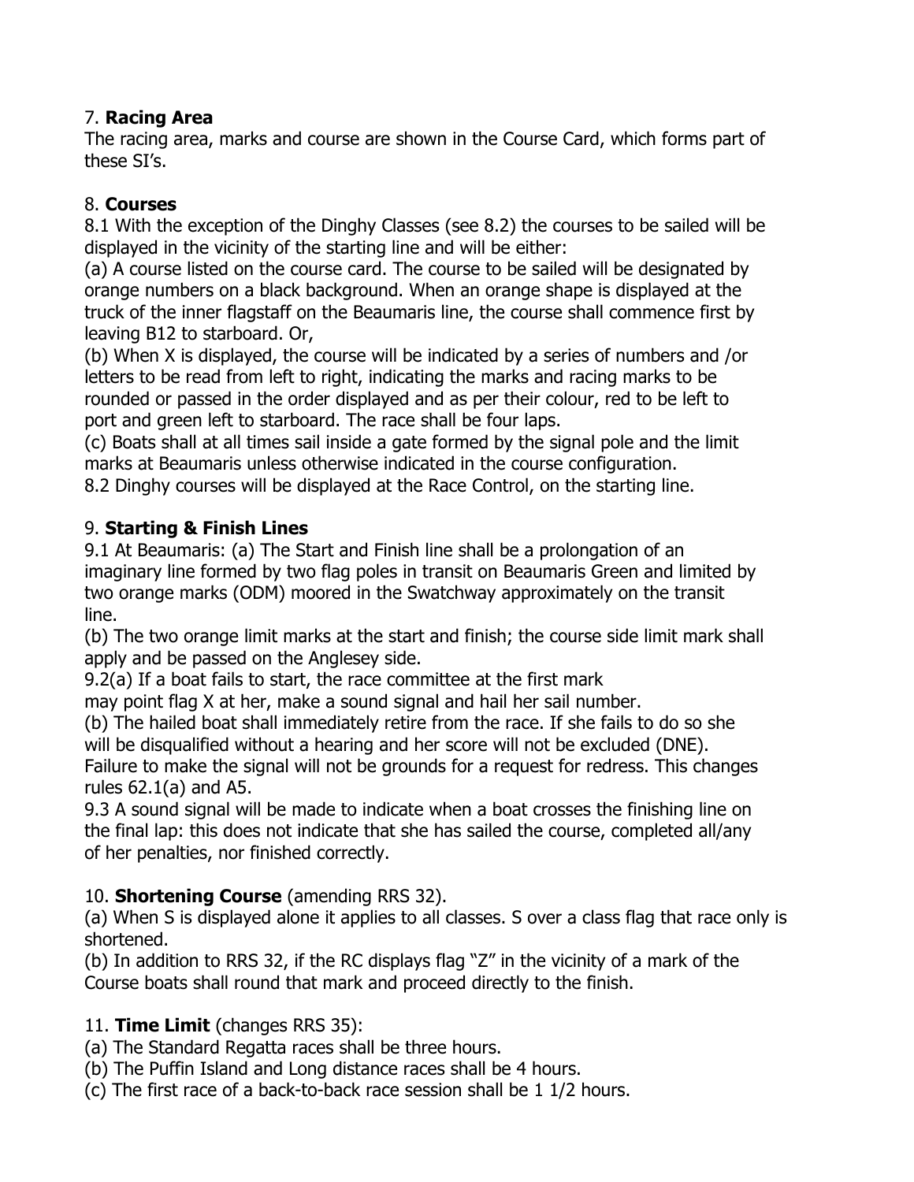7. **Racing Area**

The racing area, marks and course are shown in the Course Card, which forms part of these SI's.

8. **Courses**

8.1 With the exception of the Dinghy Classes (see 8.2) the courses to be sailed will be displayed in the vicinity of the starting line and will be either:

(a) A course listed on the course card. The course to be sailed will be designated by orange numbers on a black background. When an orange shape is displayed at the truck of the inner flagstaff on the Beaumaris line, the course shall commence first by leaving B12 to starboard. Or,

(b) When X is displayed, the course will be indicated by a series of numbers and /or letters to be read from left to right, indicating the marks and racing marks to be rounded or passed in the order displayed and as per their colour, red to be left to port and green left to starboard. The race shall be four laps.

(c) Boats shall at all times sail inside a gate formed by the signal pole and the limit marks at Beaumaris unless otherwise indicated in the course configuration.

8.2 Dinghy courses will be displayed at the Race Control, on the starting line.

9. **Starting & Finish Lines**

9.1 At Beaumaris: (a) The Start and Finish line shall be a prolongation of an imaginary line formed by two flag poles in transit on Beaumaris Green and limited by two orange marks (ODM) moored in the Swatchway approximately on the transit line.

(b) The two orange limit marks at the start and finish; the course side limit mark shall apply and be passed on the Anglesey side.

9.2(a) If a boat fails to start, the race committee at the first mark may point flag X at her, make a sound signal and hail her sail number.

(b) The hailed boat shall immediately retire from the race. If she fails to do so she will be disqualified without a hearing and her score will not be excluded (DNE). Failure to make the signal will not be grounds for a request for redress. This changes rules 62.1(a) and A5.

9.3 A sound signal will be made to indicate when a boat crosses the finishing line on the final lap: this does not indicate that she has sailed the course, completed all/any of her penalties, nor finished correctly.

10. **Shortening Course** (amending RRS 32).

(a) When S is displayed alone it applies to all classes. S over a class flag that race only is shortened.

(b) In addition to RRS 32, if the RC displays flag "Z" in the vicinity of a mark of the Course boats shall round that mark and proceed directly to the finish.

11. **Time Limit** (changes RRS 35):

(a) The Standard Regatta races shall be three hours.

(b) The Puffin Island and Long distance races shall be 4 hours.

(c) The first race of a back-to-back race session shall be 1 1/2 hours.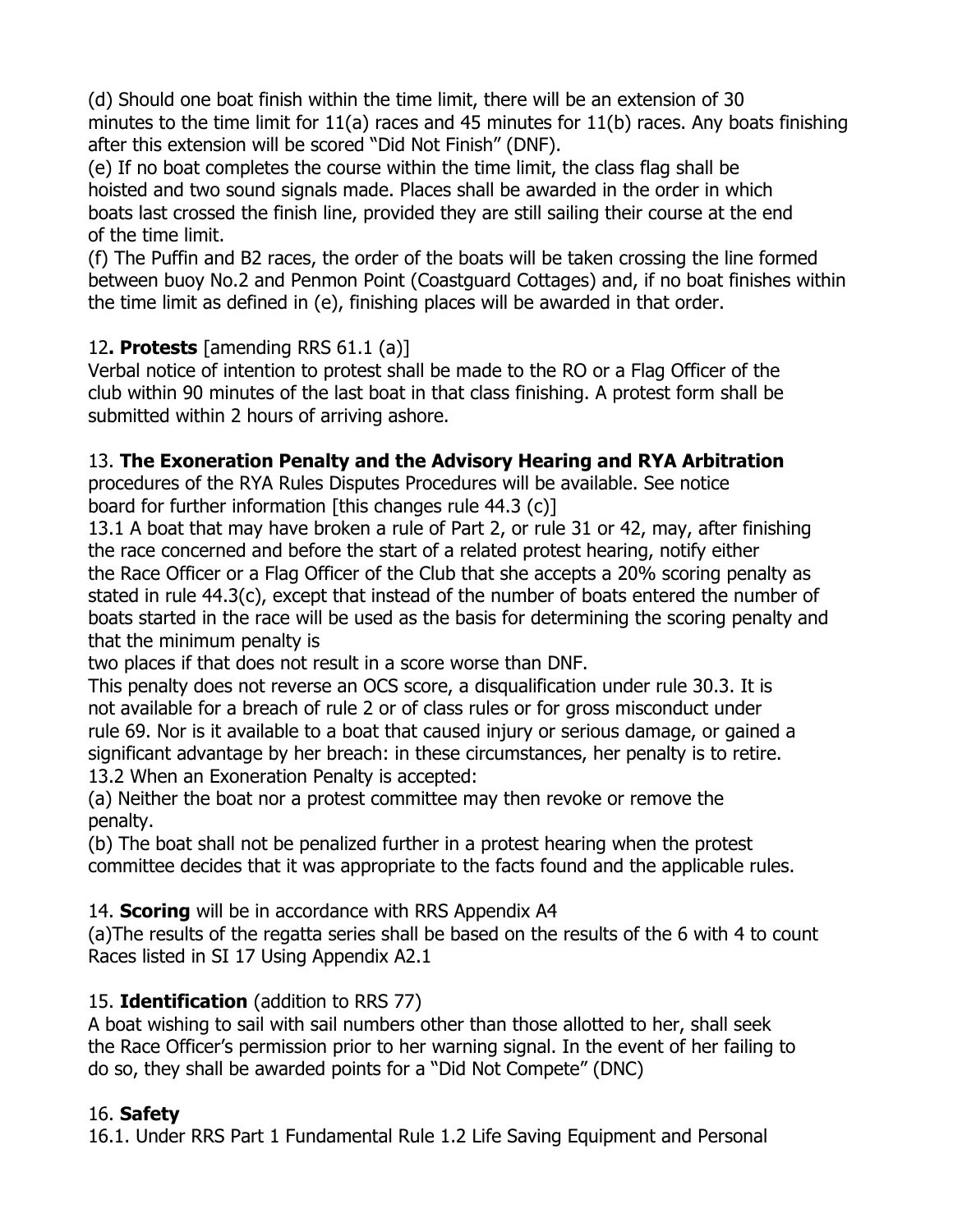(d) Should one boat finish within the time limit, there will be an extension of 30 minutes to the time limit for 11(a) races and 45 minutes for 11(b) races. Any boats finishing after this extension will be scored "Did Not Finish" (DNF).

(e) If no boat completes the course within the time limit, the class flag shall be hoisted and two sound signals made. Places shall be awarded in the order in which boats last crossed the finish line, provided they are still sailing their course at the end of the time limit.

(f) The Puffin and B2 races, the order of the boats will be taken crossing the line formed between buoy No.2 and Penmon Point (Coastguard Cottages) and, if no boat finishes within the time limit as defined in (e), finishing places will be awarded in that order.

12**. Protests** [amending RRS 61.1 (a)]

Verbal notice of intention to protest shall be made to the RO or a Flag Officer of the club within 90 minutes of the last boat in that class finishing. A protest form shall be submitted within 2 hours of arriving ashore.

13. **The Exoneration Penalty and the Advisory Hearing and RYA Arbitration** procedures of the RYA Rules Disputes Procedures will be available. See notice board for further information [this changes rule 44.3 (c)]

13.1 A boat that may have broken a rule of Part 2, or rule 31 or 42, may, after finishing the race concerned and before the start of a related protest hearing, notify either the Race Officer or a Flag Officer of the Club that she accepts a 20% scoring penalty as stated in rule 44.3(c), except that instead of the number of boats entered the number of boats started in the race will be used as the basis for determining the scoring penalty and that the minimum penalty is

two places if that does not result in a score worse than DNF.

This penalty does not reverse an OCS score, a disqualification under rule 30.3. It is not available for a breach of rule 2 or of class rules or for gross misconduct under rule 69. Nor is it available to a boat that caused injury or serious damage, or gained a significant advantage by her breach: in these circumstances, her penalty is to retire.

13.2 When an Exoneration Penalty is accepted:

(a) Neither the boat nor a protest committee may then revoke or remove the penalty.

(b) The boat shall not be penalized further in a protest hearing when the protest committee decides that it was appropriate to the facts found and the applicable rules.

14. **Scoring** will be in accordance with RRS Appendix A4

(a)The results of the regatta series shall be based on the results of the 6 with 4 to count Races listed in SI 17 Using Appendix A2.1

15. **Identification** (addition to RRS 77)

A boat wishing to sail with sail numbers other than those allotted to her, shall seek the Race Officer's permission prior to her warning signal. In the event of her failing to do so, they shall be awarded points for a "Did Not Compete" (DNC)

16. **Safety**

16.1. Under RRS Part 1 Fundamental Rule 1.2 Life Saving Equipment and Personal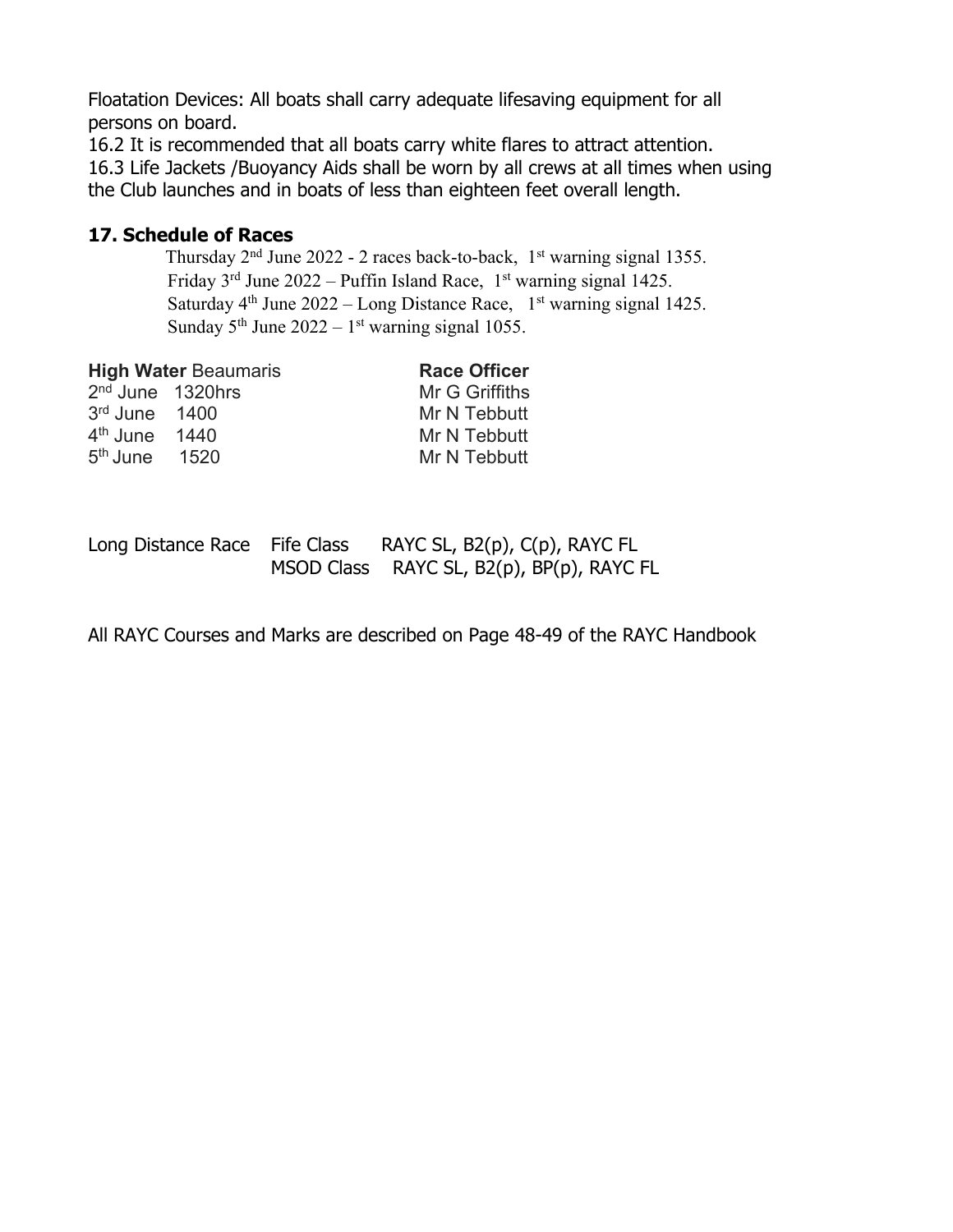Floatation Devices: All boats shall carry adequate lifesaving equipment for all persons on board.

16.2 It is recommended that all boats carry white flares to attract attention.

16.3 Life Jackets /Buoyancy Aids shall be worn by all crews at all times when using the Club launches and in boats of less than eighteen feet overall length.

## 17. Schedule of Races

Thursday 2nd June 2022 - 2 races back-to-back, 1st warning signal 1355.
Friday 3rd June 2022 – Puffin Island Race, 1st warning signal 1425.
Saturday 4th June 2022 – Long Distance Race, 1st warning signal 1425.
Sunday 5th June 2022 – 1st warning signal 1055.

| **High Water** Beaumaris | | **Race Officer** |
|---|---|---|
| 2nd June | 1320hrs | Mr G Griffiths |
| 3rd June | 1400 | Mr N Tebbutt |
| 4th June | 1440 | Mr N Tebbutt |
| 5th June | 1520 | Mr N Tebbutt |

| | | |
|---|---|---|
| Long Distance Race | Fife Class | RAYC SL, B2(p), C(p), RAYC FL |
| | MSOD Class | RAYC SL, B2(p), BP(p), RAYC FL |

All RAYC Courses and Marks are described on Page 48-49 of the RAYC Handbook